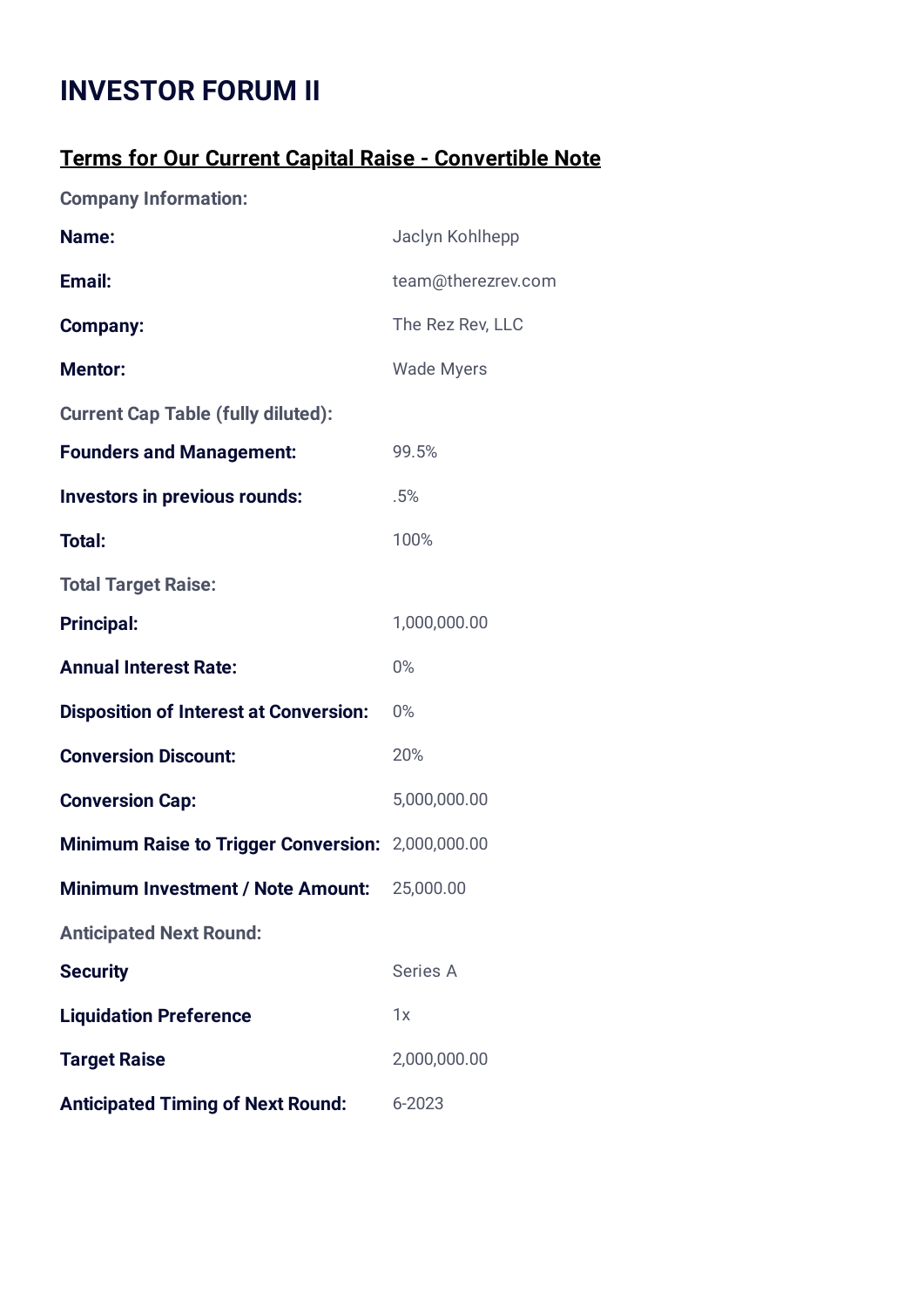# INVESTOR FORUM II

## Terms for Our Current Capital Raise - Convertible Note

**Company Information:**

| | |
|---|---|
| **Name:** | Jaclyn Kohlhepp |
| **Email:** | team@therezrev.com |
| **Company:** | The Rez Rev, LLC |
| **Mentor:** | Wade Myers |

**Current Cap Table (fully diluted):**

| | |
|---|---|
| **Founders and Management:** | 99.5% |
| **Investors in previous rounds:** | .5% |
| **Total:** | 100% |

**Total Target Raise:**

| | |
|---|---|
| **Principal:** | 1,000,000.00 |
| **Annual Interest Rate:** | 0% |
| **Disposition of Interest at Conversion:** | 0% |
| **Conversion Discount:** | 20% |
| **Conversion Cap:** | 5,000,000.00 |
| **Minimum Raise to Trigger Conversion:** | 2,000,000.00 |
| **Minimum Investment / Note Amount:** | 25,000.00 |

**Anticipated Next Round:**

| | |
|---|---|
| **Security** | Series A |
| **Liquidation Preference** | 1x |
| **Target Raise** | 2,000,000.00 |
| **Anticipated Timing of Next Round:** | 6-2023 |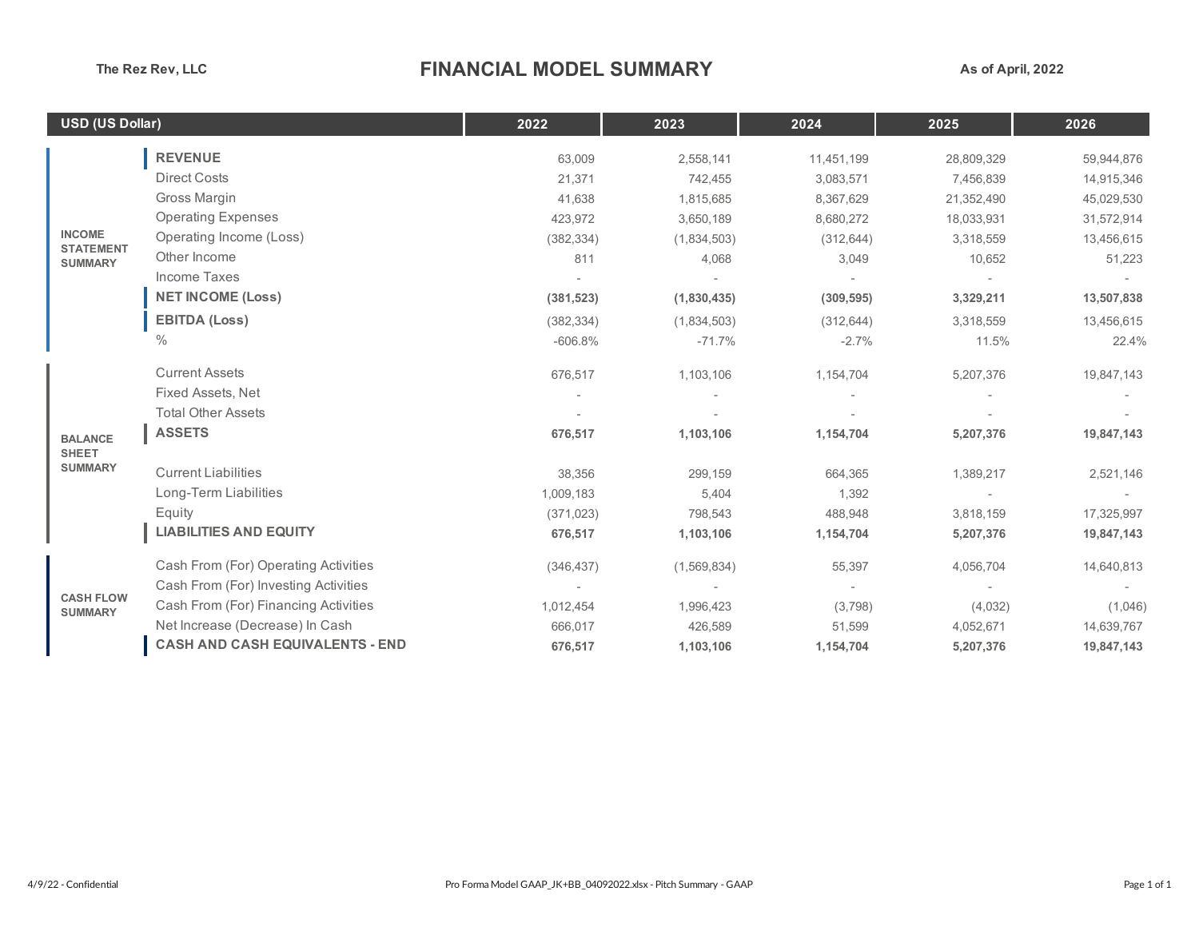The Rez Rev, LLC

# FINANCIAL MODEL SUMMARY

As of April, 2022

| USD (US Dollar) | | 2022 | 2023 | 2024 | 2025 | 2026 |
|---|---|---|---|---|---|---|
| INCOME STATEMENT SUMMARY | **REVENUE** | 63,009 | 2,558,141 | 11,451,199 | 28,809,329 | 59,944,876 |
| | Direct Costs | 21,371 | 742,455 | 3,083,571 | 7,456,839 | 14,915,346 |
| | Gross Margin | 41,638 | 1,815,685 | 8,367,629 | 21,352,490 | 45,029,530 |
| | Operating Expenses | 423,972 | 3,650,189 | 8,680,272 | 18,033,931 | 31,572,914 |
| | Operating Income (Loss) | (382,334) | (1,834,503) | (312,644) | 3,318,559 | 13,456,615 |
| | Other Income | 811 | 4,068 | 3,049 | 10,652 | 51,223 |
| | Income Taxes | - | - | - | - | - |
| | **NET INCOME (Loss)** | **(381,523)** | **(1,830,435)** | **(309,595)** | **3,329,211** | **13,507,838** |
| | **EBITDA (Loss)** | (382,334) | (1,834,503) | (312,644) | 3,318,559 | 13,456,615 |
| | % | -606.8% | -71.7% | -2.7% | 11.5% | 22.4% |
| BALANCE SHEET SUMMARY | Current Assets | 676,517 | 1,103,106 | 1,154,704 | 5,207,376 | 19,847,143 |
| | Fixed Assets, Net | - | - | - | - | - |
| | Total Other Assets | - | - | - | - | - |
| | **ASSETS** | **676,517** | **1,103,106** | **1,154,704** | **5,207,376** | **19,847,143** |
| | Current Liabilities | 38,356 | 299,159 | 664,365 | 1,389,217 | 2,521,146 |
| | Long-Term Liabilities | 1,009,183 | 5,404 | 1,392 | - | - |
| | Equity | (371,023) | 798,543 | 488,948 | 3,818,159 | 17,325,997 |
| | **LIABILITIES AND EQUITY** | **676,517** | **1,103,106** | **1,154,704** | **5,207,376** | **19,847,143** |
| CASH FLOW SUMMARY | Cash From (For) Operating Activities | (346,437) | (1,569,834) | 55,397 | 4,056,704 | 14,640,813 |
| | Cash From (For) Investing Activities | - | - | - | - | - |
| | Cash From (For) Financing Activities | 1,012,454 | 1,996,423 | (3,798) | (4,032) | (1,046) |
| | Net Increase (Decrease) In Cash | 666,017 | 426,589 | 51,599 | 4,052,671 | 14,639,767 |
| | **CASH AND CASH EQUIVALENTS - END** | **676,517** | **1,103,106** | **1,154,704** | **5,207,376** | **19,847,143** |